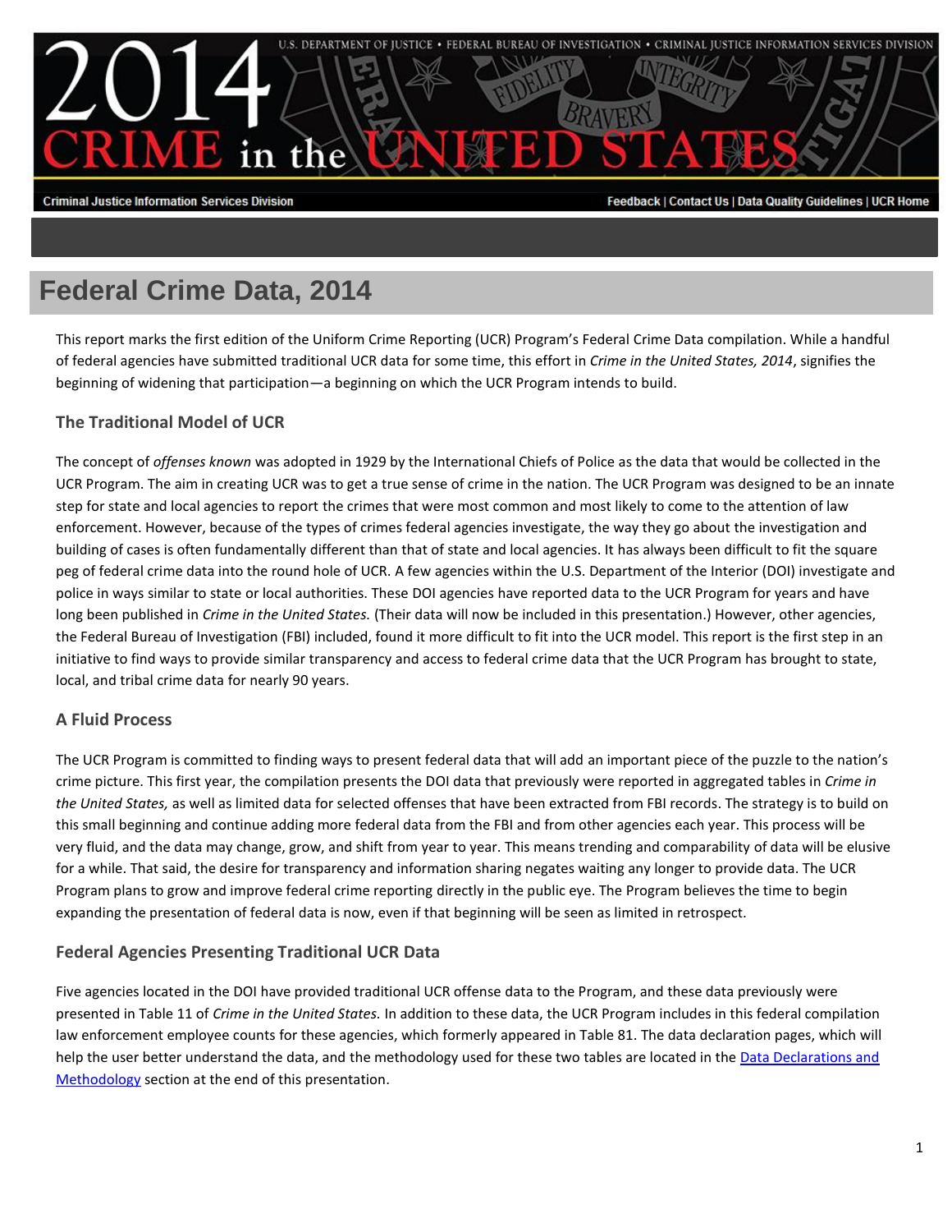# Federal Crime Data, 2014

This report marks the first edition of the Uniform Crime Reporting (UCR) Program's Federal Crime Data compilation. While a handful of federal agencies have submitted traditional UCR data for some time, this effort in *Crime in the United States, 2014*, signifies the beginning of widening that participation—a beginning on which the UCR Program intends to build.

## The Traditional Model of UCR

The concept of *offenses known* was adopted in 1929 by the International Chiefs of Police as the data that would be collected in the UCR Program. The aim in creating UCR was to get a true sense of crime in the nation. The UCR Program was designed to be an innate step for state and local agencies to report the crimes that were most common and most likely to come to the attention of law enforcement. However, because of the types of crimes federal agencies investigate, the way they go about the investigation and building of cases is often fundamentally different than that of state and local agencies. It has always been difficult to fit the square peg of federal crime data into the round hole of UCR. A few agencies within the U.S. Department of the Interior (DOI) investigate and police in ways similar to state or local authorities. These DOI agencies have reported data to the UCR Program for years and have long been published in *Crime in the United States.* (Their data will now be included in this presentation.) However, other agencies, the Federal Bureau of Investigation (FBI) included, found it more difficult to fit into the UCR model. This report is the first step in an initiative to find ways to provide similar transparency and access to federal crime data that the UCR Program has brought to state, local, and tribal crime data for nearly 90 years.

## A Fluid Process

The UCR Program is committed to finding ways to present federal data that will add an important piece of the puzzle to the nation's crime picture. This first year, the compilation presents the DOI data that previously were reported in aggregated tables in *Crime in the United States,* as well as limited data for selected offenses that have been extracted from FBI records. The strategy is to build on this small beginning and continue adding more federal data from the FBI and from other agencies each year. This process will be very fluid, and the data may change, grow, and shift from year to year. This means trending and comparability of data will be elusive for a while. That said, the desire for transparency and information sharing negates waiting any longer to provide data. The UCR Program plans to grow and improve federal crime reporting directly in the public eye. The Program believes the time to begin expanding the presentation of federal data is now, even if that beginning will be seen as limited in retrospect.

## Federal Agencies Presenting Traditional UCR Data

Five agencies located in the DOI have provided traditional UCR offense data to the Program, and these data previously were presented in Table 11 of *Crime in the United States.* In addition to these data, the UCR Program includes in this federal compilation law enforcement employee counts for these agencies, which formerly appeared in Table 81. The data declaration pages, which will help the user better understand the data, and the methodology used for these two tables are located in the Data Declarations and Methodology section at the end of this presentation.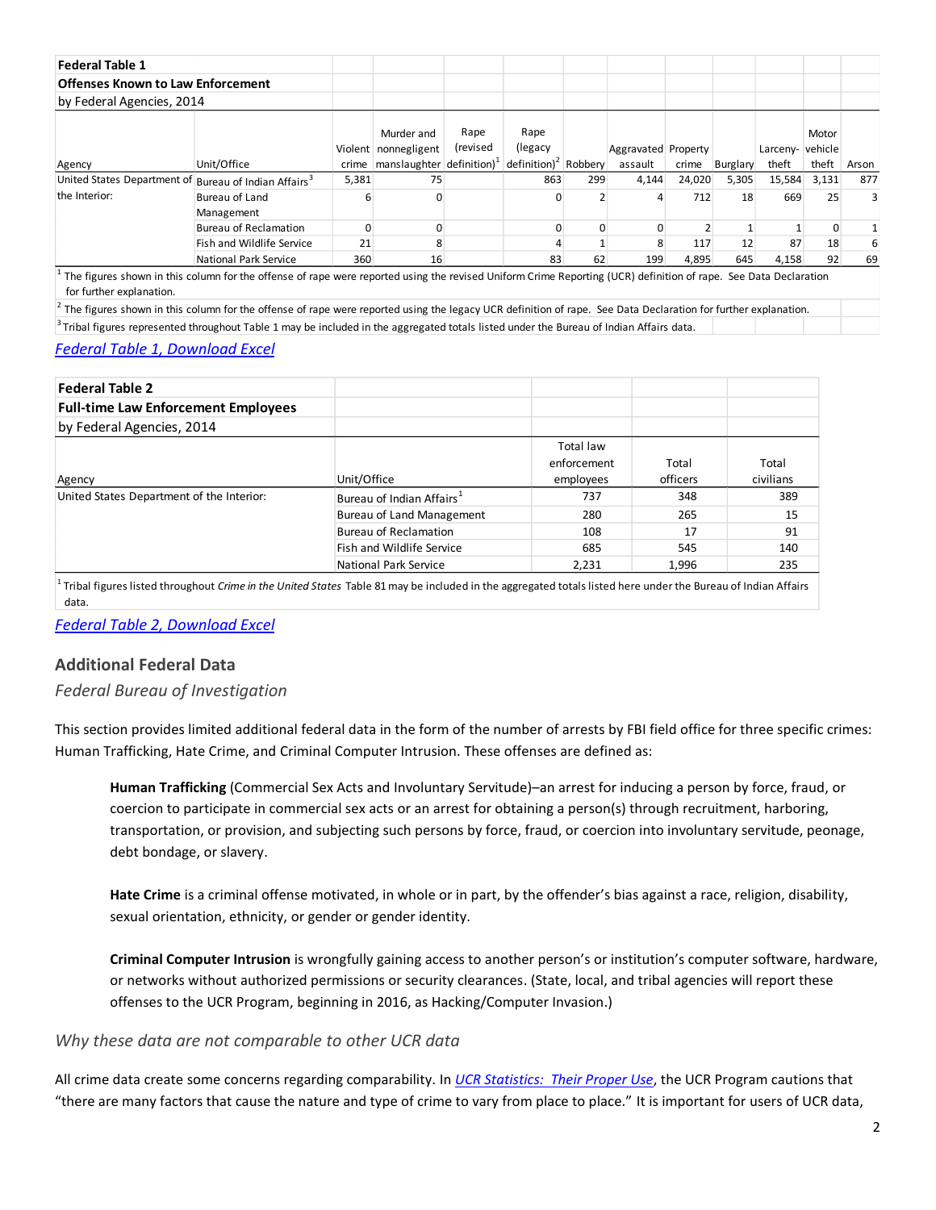**Federal Table 1**

**Offenses Known to Law Enforcement**

by Federal Agencies, 2014

| Agency | Unit/Office | Violent crime | Murder and nonnegligent manslaughter | Rape (revised definition)[1] | Rape (legacy definition)[2] | Robbery | Aggravated assault | Property crime | Burglary | Larceny-theft | Motor vehicle theft | Arson |
|---|---|---|---|---|---|---|---|---|---|---|---|---|
| United States Department of the Interior: | Bureau of Indian Affairs[3] | 5,381 | 75 | | 863 | 299 | 4,144 | 24,020 | 5,305 | 15,584 | 3,131 | 877 |
| | Bureau of Land Management | 6 | 0 | | 0 | 2 | 4 | 712 | 18 | 669 | 25 | 3 |
| | Bureau of Reclamation | 0 | 0 | | 0 | 0 | 0 | 2 | 1 | 1 | 0 | 1 |
| | Fish and Wildlife Service | 21 | 8 | | 4 | 1 | 8 | 117 | 12 | 87 | 18 | 6 |
| | National Park Service | 360 | 16 | | 83 | 62 | 199 | 4,895 | 645 | 4,158 | 92 | 69 |

[1] The figures shown in this column for the offense of rape were reported using the revised Uniform Crime Reporting (UCR) definition of rape. See Data Declaration for further explanation.

[2] The figures shown in this column for the offense of rape were reported using the legacy UCR definition of rape. See Data Declaration for further explanation.

[3] Tribal figures represented throughout Table 1 may be included in the aggregated totals listed under the Bureau of Indian Affairs data.

*Federal Table 1, Download Excel*

**Federal Table 2**

**Full-time Law Enforcement Employees**

by Federal Agencies, 2014

| Agency | Unit/Office | Total law enforcement employees | Total officers | Total civilians |
|---|---|---|---|---|
| United States Department of the Interior: | Bureau of Indian Affairs[1] | 737 | 348 | 389 |
| | Bureau of Land Management | 280 | 265 | 15 |
| | Bureau of Reclamation | 108 | 17 | 91 |
| | Fish and Wildlife Service | 685 | 545 | 140 |
| | National Park Service | 2,231 | 1,996 | 235 |

[1] Tribal figures listed throughout *Crime in the United States* Table 81 may be included in the aggregated totals listed here under the Bureau of Indian Affairs data.

*Federal Table 2, Download Excel*

## Additional Federal Data

### *Federal Bureau of Investigation*

This section provides limited additional federal data in the form of the number of arrests by FBI field office for three specific crimes: Human Trafficking, Hate Crime, and Criminal Computer Intrusion. These offenses are defined as:

> **Human Trafficking** (Commercial Sex Acts and Involuntary Servitude)–an arrest for inducing a person by force, fraud, or coercion to participate in commercial sex acts or an arrest for obtaining a person(s) through recruitment, harboring, transportation, or provision, and subjecting such persons by force, fraud, or coercion into involuntary servitude, peonage, debt bondage, or slavery.
>
> **Hate Crime** is a criminal offense motivated, in whole or in part, by the offender's bias against a race, religion, disability, sexual orientation, ethnicity, or gender or gender identity.
>
> **Criminal Computer Intrusion** is wrongfully gaining access to another person's or institution's computer software, hardware, or networks without authorized permissions or security clearances. (State, local, and tribal agencies will report these offenses to the UCR Program, beginning in 2016, as Hacking/Computer Invasion.)

### *Why these data are not comparable to other UCR data*

All crime data create some concerns regarding comparability. In *UCR Statistics: Their Proper Use*, the UCR Program cautions that "there are many factors that cause the nature and type of crime to vary from place to place." It is important for users of UCR data,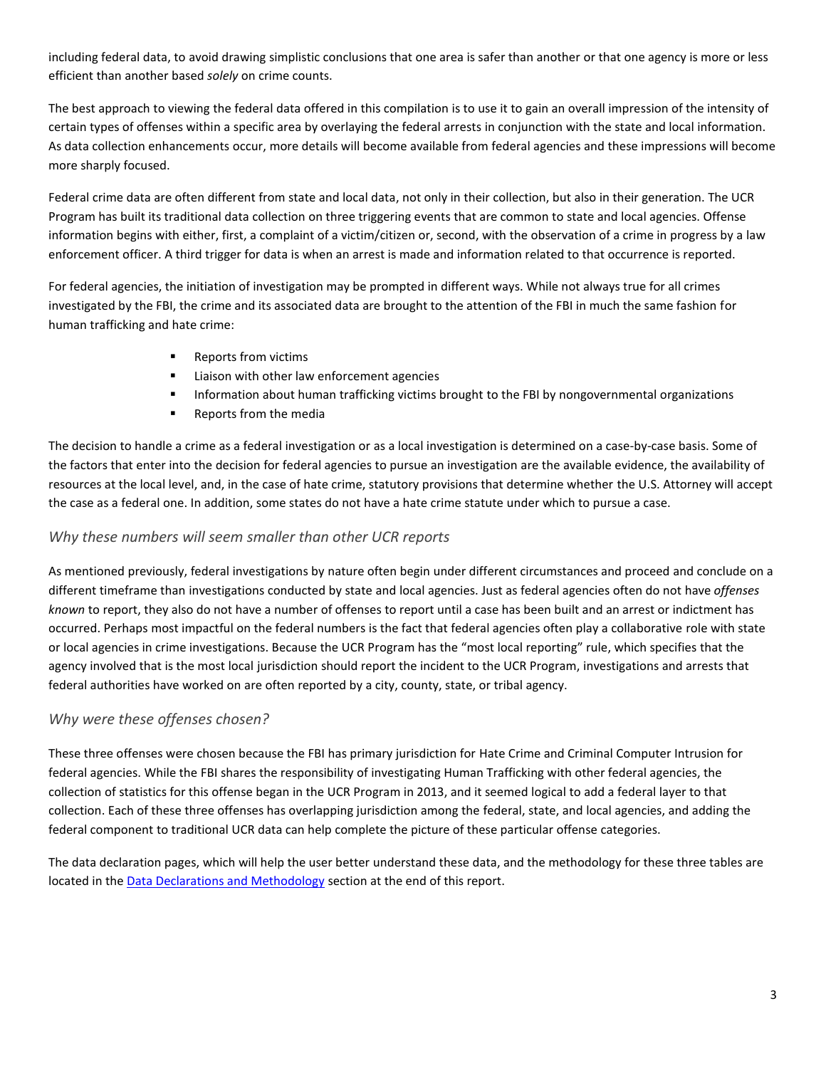including federal data, to avoid drawing simplistic conclusions that one area is safer than another or that one agency is more or less efficient than another based *solely* on crime counts.

The best approach to viewing the federal data offered in this compilation is to use it to gain an overall impression of the intensity of certain types of offenses within a specific area by overlaying the federal arrests in conjunction with the state and local information. As data collection enhancements occur, more details will become available from federal agencies and these impressions will become more sharply focused.

Federal crime data are often different from state and local data, not only in their collection, but also in their generation. The UCR Program has built its traditional data collection on three triggering events that are common to state and local agencies. Offense information begins with either, first, a complaint of a victim/citizen or, second, with the observation of a crime in progress by a law enforcement officer. A third trigger for data is when an arrest is made and information related to that occurrence is reported.

For federal agencies, the initiation of investigation may be prompted in different ways. While not always true for all crimes investigated by the FBI, the crime and its associated data are brought to the attention of the FBI in much the same fashion for human trafficking and hate crime:

- Reports from victims
- Liaison with other law enforcement agencies
- Information about human trafficking victims brought to the FBI by nongovernmental organizations
- Reports from the media

The decision to handle a crime as a federal investigation or as a local investigation is determined on a case-by-case basis. Some of the factors that enter into the decision for federal agencies to pursue an investigation are the available evidence, the availability of resources at the local level, and, in the case of hate crime, statutory provisions that determine whether the U.S. Attorney will accept the case as a federal one. In addition, some states do not have a hate crime statute under which to pursue a case.

### *Why these numbers will seem smaller than other UCR reports*

As mentioned previously, federal investigations by nature often begin under different circumstances and proceed and conclude on a different timeframe than investigations conducted by state and local agencies. Just as federal agencies often do not have *offenses known* to report, they also do not have a number of offenses to report until a case has been built and an arrest or indictment has occurred. Perhaps most impactful on the federal numbers is the fact that federal agencies often play a collaborative role with state or local agencies in crime investigations. Because the UCR Program has the "most local reporting" rule, which specifies that the agency involved that is the most local jurisdiction should report the incident to the UCR Program, investigations and arrests that federal authorities have worked on are often reported by a city, county, state, or tribal agency.

### *Why were these offenses chosen?*

These three offenses were chosen because the FBI has primary jurisdiction for Hate Crime and Criminal Computer Intrusion for federal agencies. While the FBI shares the responsibility of investigating Human Trafficking with other federal agencies, the collection of statistics for this offense began in the UCR Program in 2013, and it seemed logical to add a federal layer to that collection. Each of these three offenses has overlapping jurisdiction among the federal, state, and local agencies, and adding the federal component to traditional UCR data can help complete the picture of these particular offense categories.

The data declaration pages, which will help the user better understand these data, and the methodology for these three tables are located in the Data Declarations and Methodology section at the end of this report.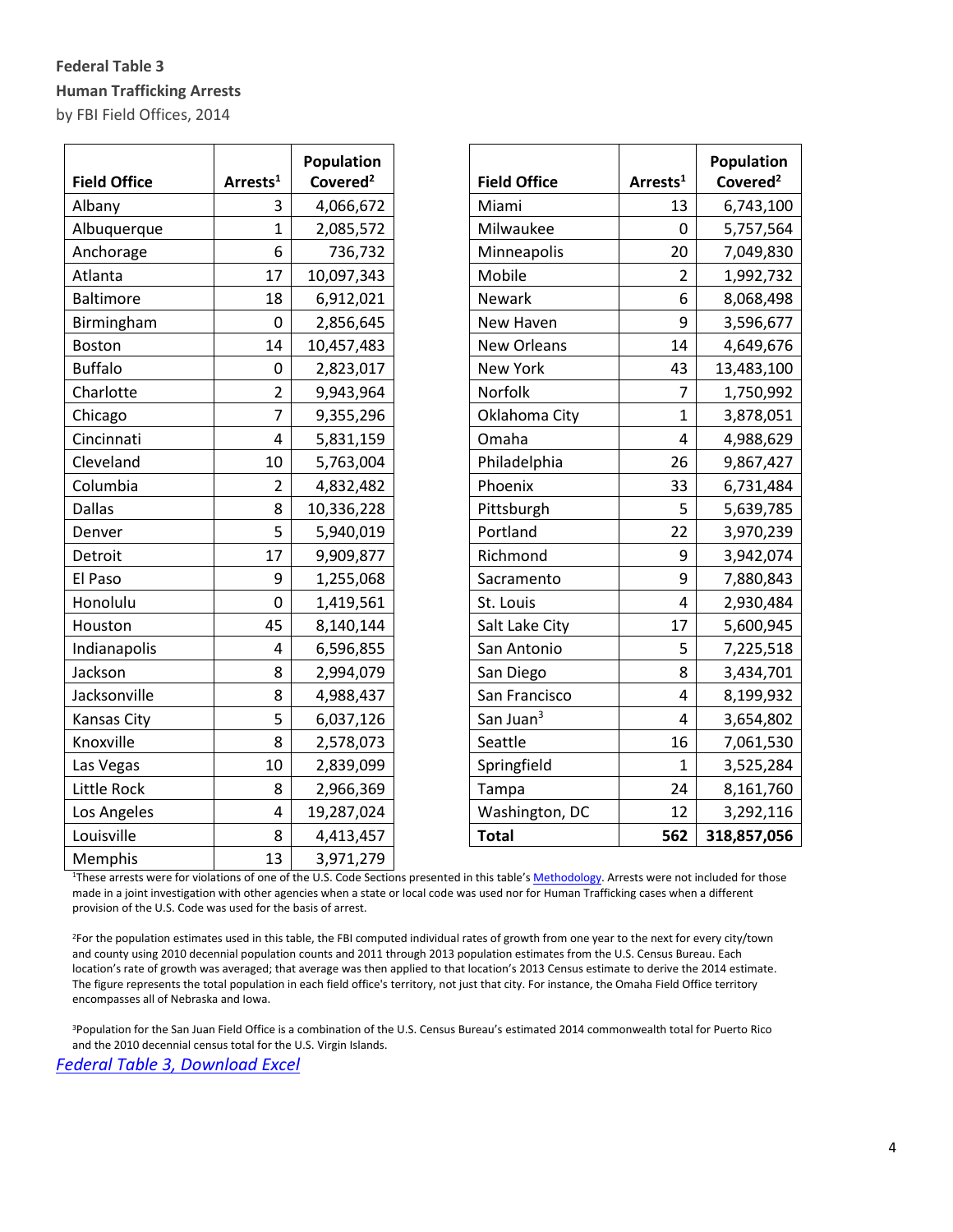**Federal Table 3**

**Human Trafficking Arrests**

by FBI Field Offices, 2014

| Field Office | Arrests[1] | Population Covered[2] |
|---|---|---|
| Albany | 3 | 4,066,672 |
| Albuquerque | 1 | 2,085,572 |
| Anchorage | 6 | 736,732 |
| Atlanta | 17 | 10,097,343 |
| Baltimore | 18 | 6,912,021 |
| Birmingham | 0 | 2,856,645 |
| Boston | 14 | 10,457,483 |
| Buffalo | 0 | 2,823,017 |
| Charlotte | 2 | 9,943,964 |
| Chicago | 7 | 9,355,296 |
| Cincinnati | 4 | 5,831,159 |
| Cleveland | 10 | 5,763,004 |
| Columbia | 2 | 4,832,482 |
| Dallas | 8 | 10,336,228 |
| Denver | 5 | 5,940,019 |
| Detroit | 17 | 9,909,877 |
| El Paso | 9 | 1,255,068 |
| Honolulu | 0 | 1,419,561 |
| Houston | 45 | 8,140,144 |
| Indianapolis | 4 | 6,596,855 |
| Jackson | 8 | 2,994,079 |
| Jacksonville | 8 | 4,988,437 |
| Kansas City | 5 | 6,037,126 |
| Knoxville | 8 | 2,578,073 |
| Las Vegas | 10 | 2,839,099 |
| Little Rock | 8 | 2,966,369 |
| Los Angeles | 4 | 19,287,024 |
| Louisville | 8 | 4,413,457 |
| Memphis | 13 | 3,971,279 |
| Miami | 13 | 6,743,100 |
| Milwaukee | 0 | 5,757,564 |
| Minneapolis | 20 | 7,049,830 |
| Mobile | 2 | 1,992,732 |
| Newark | 6 | 8,068,498 |
| New Haven | 9 | 3,596,677 |
| New Orleans | 14 | 4,649,676 |
| New York | 43 | 13,483,100 |
| Norfolk | 7 | 1,750,992 |
| Oklahoma City | 1 | 3,878,051 |
| Omaha | 4 | 4,988,629 |
| Philadelphia | 26 | 9,867,427 |
| Phoenix | 33 | 6,731,484 |
| Pittsburgh | 5 | 5,639,785 |
| Portland | 22 | 3,970,239 |
| Richmond | 9 | 3,942,074 |
| Sacramento | 9 | 7,880,843 |
| St. Louis | 4 | 2,930,484 |
| Salt Lake City | 17 | 5,600,945 |
| San Antonio | 5 | 7,225,518 |
| San Diego | 8 | 3,434,701 |
| San Francisco | 4 | 8,199,932 |
| San Juan[3] | 4 | 3,654,802 |
| Seattle | 16 | 7,061,530 |
| Springfield | 1 | 3,525,284 |
| Tampa | 24 | 8,161,760 |
| Washington, DC | 12 | 3,292,116 |
| **Total** | **562** | **318,857,056** |

[1]These arrests were for violations of one of the U.S. Code Sections presented in this table's Methodology. Arrests were not included for those made in a joint investigation with other agencies when a state or local code was used nor for Human Trafficking cases when a different provision of the U.S. Code was used for the basis of arrest.

[2]For the population estimates used in this table, the FBI computed individual rates of growth from one year to the next for every city/town and county using 2010 decennial population counts and 2011 through 2013 population estimates from the U.S. Census Bureau. Each location's rate of growth was averaged; that average was then applied to that location's 2013 Census estimate to derive the 2014 estimate. The figure represents the total population in each field office's territory, not just that city. For instance, the Omaha Field Office territory encompasses all of Nebraska and Iowa.

[3]Population for the San Juan Field Office is a combination of the U.S. Census Bureau's estimated 2014 commonwealth total for Puerto Rico and the 2010 decennial census total for the U.S. Virgin Islands.

*Federal Table 3, Download Excel*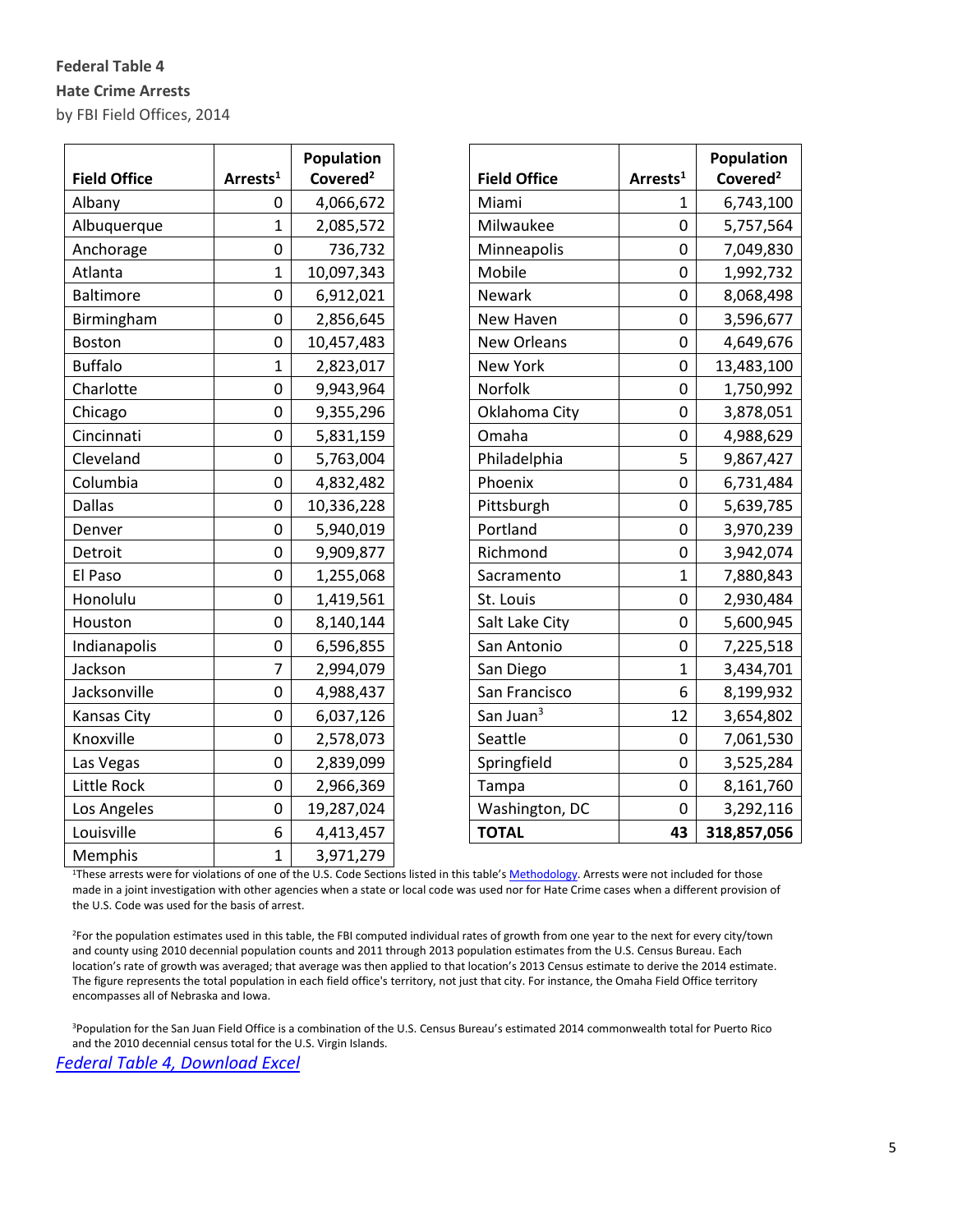**Federal Table 4**

**Hate Crime Arrests**

by FBI Field Offices, 2014

| Field Office | Arrests[1] | Population Covered[2] |
|---|---|---|
| Albany | 0 | 4,066,672 |
| Albuquerque | 1 | 2,085,572 |
| Anchorage | 0 | 736,732 |
| Atlanta | 1 | 10,097,343 |
| Baltimore | 0 | 6,912,021 |
| Birmingham | 0 | 2,856,645 |
| Boston | 0 | 10,457,483 |
| Buffalo | 1 | 2,823,017 |
| Charlotte | 0 | 9,943,964 |
| Chicago | 0 | 9,355,296 |
| Cincinnati | 0 | 5,831,159 |
| Cleveland | 0 | 5,763,004 |
| Columbia | 0 | 4,832,482 |
| Dallas | 0 | 10,336,228 |
| Denver | 0 | 5,940,019 |
| Detroit | 0 | 9,909,877 |
| El Paso | 0 | 1,255,068 |
| Honolulu | 0 | 1,419,561 |
| Houston | 0 | 8,140,144 |
| Indianapolis | 0 | 6,596,855 |
| Jackson | 7 | 2,994,079 |
| Jacksonville | 0 | 4,988,437 |
| Kansas City | 0 | 6,037,126 |
| Knoxville | 0 | 2,578,073 |
| Las Vegas | 0 | 2,839,099 |
| Little Rock | 0 | 2,966,369 |
| Los Angeles | 0 | 19,287,024 |
| Louisville | 6 | 4,413,457 |
| Memphis | 1 | 3,971,279 |
| Miami | 1 | 6,743,100 |
| Milwaukee | 0 | 5,757,564 |
| Minneapolis | 0 | 7,049,830 |
| Mobile | 0 | 1,992,732 |
| Newark | 0 | 8,068,498 |
| New Haven | 0 | 3,596,677 |
| New Orleans | 0 | 4,649,676 |
| New York | 0 | 13,483,100 |
| Norfolk | 0 | 1,750,992 |
| Oklahoma City | 0 | 3,878,051 |
| Omaha | 0 | 4,988,629 |
| Philadelphia | 5 | 9,867,427 |
| Phoenix | 0 | 6,731,484 |
| Pittsburgh | 0 | 5,639,785 |
| Portland | 0 | 3,970,239 |
| Richmond | 0 | 3,942,074 |
| Sacramento | 1 | 7,880,843 |
| St. Louis | 0 | 2,930,484 |
| Salt Lake City | 0 | 5,600,945 |
| San Antonio | 0 | 7,225,518 |
| San Diego | 1 | 3,434,701 |
| San Francisco | 6 | 8,199,932 |
| San Juan[3] | 12 | 3,654,802 |
| Seattle | 0 | 7,061,530 |
| Springfield | 0 | 3,525,284 |
| Tampa | 0 | 8,161,760 |
| Washington, DC | 0 | 3,292,116 |
| **TOTAL** | **43** | **318,857,056** |

[1]These arrests were for violations of one of the U.S. Code Sections listed in this table's Methodology. Arrests were not included for those made in a joint investigation with other agencies when a state or local code was used nor for Hate Crime cases when a different provision of the U.S. Code was used for the basis of arrest.

[2]For the population estimates used in this table, the FBI computed individual rates of growth from one year to the next for every city/town and county using 2010 decennial population counts and 2011 through 2013 population estimates from the U.S. Census Bureau. Each location's rate of growth was averaged; that average was then applied to that location's 2013 Census estimate to derive the 2014 estimate. The figure represents the total population in each field office's territory, not just that city. For instance, the Omaha Field Office territory encompasses all of Nebraska and Iowa.

[3]Population for the San Juan Field Office is a combination of the U.S. Census Bureau's estimated 2014 commonwealth total for Puerto Rico and the 2010 decennial census total for the U.S. Virgin Islands.

*Federal Table 4, Download Excel*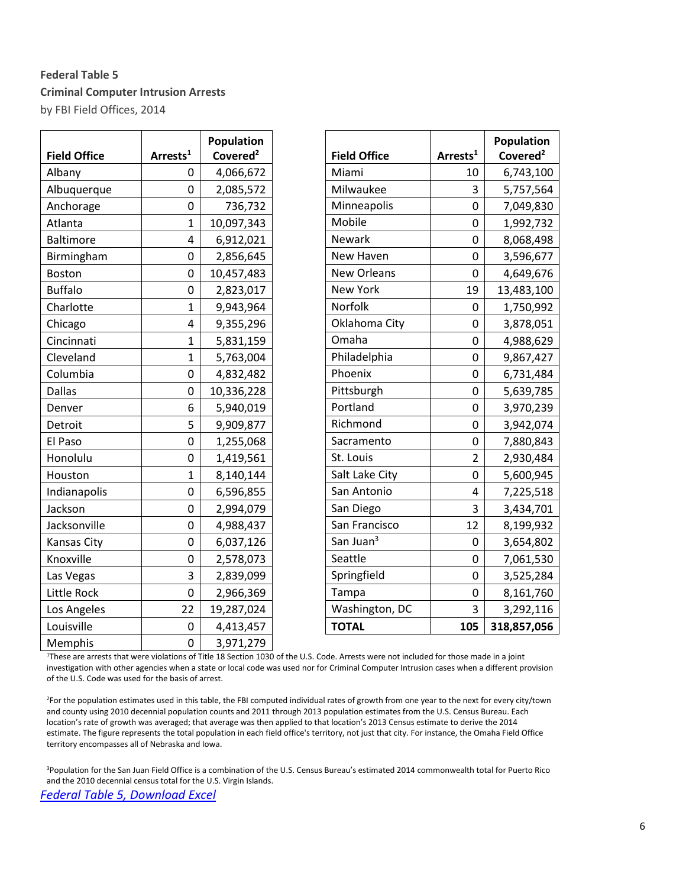**Federal Table 5**

**Criminal Computer Intrusion Arrests**

by FBI Field Offices, 2014

| Field Office | Arrests[1] | Population Covered[2] |
|---|---|---|
| Albany | 0 | 4,066,672 |
| Albuquerque | 0 | 2,085,572 |
| Anchorage | 0 | 736,732 |
| Atlanta | 1 | 10,097,343 |
| Baltimore | 4 | 6,912,021 |
| Birmingham | 0 | 2,856,645 |
| Boston | 0 | 10,457,483 |
| Buffalo | 0 | 2,823,017 |
| Charlotte | 1 | 9,943,964 |
| Chicago | 4 | 9,355,296 |
| Cincinnati | 1 | 5,831,159 |
| Cleveland | 1 | 5,763,004 |
| Columbia | 0 | 4,832,482 |
| Dallas | 0 | 10,336,228 |
| Denver | 6 | 5,940,019 |
| Detroit | 5 | 9,909,877 |
| El Paso | 0 | 1,255,068 |
| Honolulu | 0 | 1,419,561 |
| Houston | 1 | 8,140,144 |
| Indianapolis | 0 | 6,596,855 |
| Jackson | 0 | 2,994,079 |
| Jacksonville | 0 | 4,988,437 |
| Kansas City | 0 | 6,037,126 |
| Knoxville | 0 | 2,578,073 |
| Las Vegas | 3 | 2,839,099 |
| Little Rock | 0 | 2,966,369 |
| Los Angeles | 22 | 19,287,024 |
| Louisville | 0 | 4,413,457 |
| Memphis | 0 | 3,971,279 |
| Miami | 10 | 6,743,100 |
| Milwaukee | 3 | 5,757,564 |
| Minneapolis | 0 | 7,049,830 |
| Mobile | 0 | 1,992,732 |
| Newark | 0 | 8,068,498 |
| New Haven | 0 | 3,596,677 |
| New Orleans | 0 | 4,649,676 |
| New York | 19 | 13,483,100 |
| Norfolk | 0 | 1,750,992 |
| Oklahoma City | 0 | 3,878,051 |
| Omaha | 0 | 4,988,629 |
| Philadelphia | 0 | 9,867,427 |
| Phoenix | 0 | 6,731,484 |
| Pittsburgh | 0 | 5,639,785 |
| Portland | 0 | 3,970,239 |
| Richmond | 0 | 3,942,074 |
| Sacramento | 0 | 7,880,843 |
| St. Louis | 2 | 2,930,484 |
| Salt Lake City | 0 | 5,600,945 |
| San Antonio | 4 | 7,225,518 |
| San Diego | 3 | 3,434,701 |
| San Francisco | 12 | 8,199,932 |
| San Juan[3] | 0 | 3,654,802 |
| Seattle | 0 | 7,061,530 |
| Springfield | 0 | 3,525,284 |
| Tampa | 0 | 8,161,760 |
| Washington, DC | 3 | 3,292,116 |
| **TOTAL** | **105** | **318,857,056** |

[1]These are arrests that were violations of Title 18 Section 1030 of the U.S. Code. Arrests were not included for those made in a joint investigation with other agencies when a state or local code was used nor for Criminal Computer Intrusion cases when a different provision of the U.S. Code was used for the basis of arrest.

[2]For the population estimates used in this table, the FBI computed individual rates of growth from one year to the next for every city/town and county using 2010 decennial population counts and 2011 through 2013 population estimates from the U.S. Census Bureau. Each location's rate of growth was averaged; that average was then applied to that location's 2013 Census estimate to derive the 2014 estimate. The figure represents the total population in each field office's territory, not just that city. For instance, the Omaha Field Office territory encompasses all of Nebraska and Iowa.

[3]Population for the San Juan Field Office is a combination of the U.S. Census Bureau's estimated 2014 commonwealth total for Puerto Rico and the 2010 decennial census total for the U.S. Virgin Islands.

*Federal Table 5, Download Excel*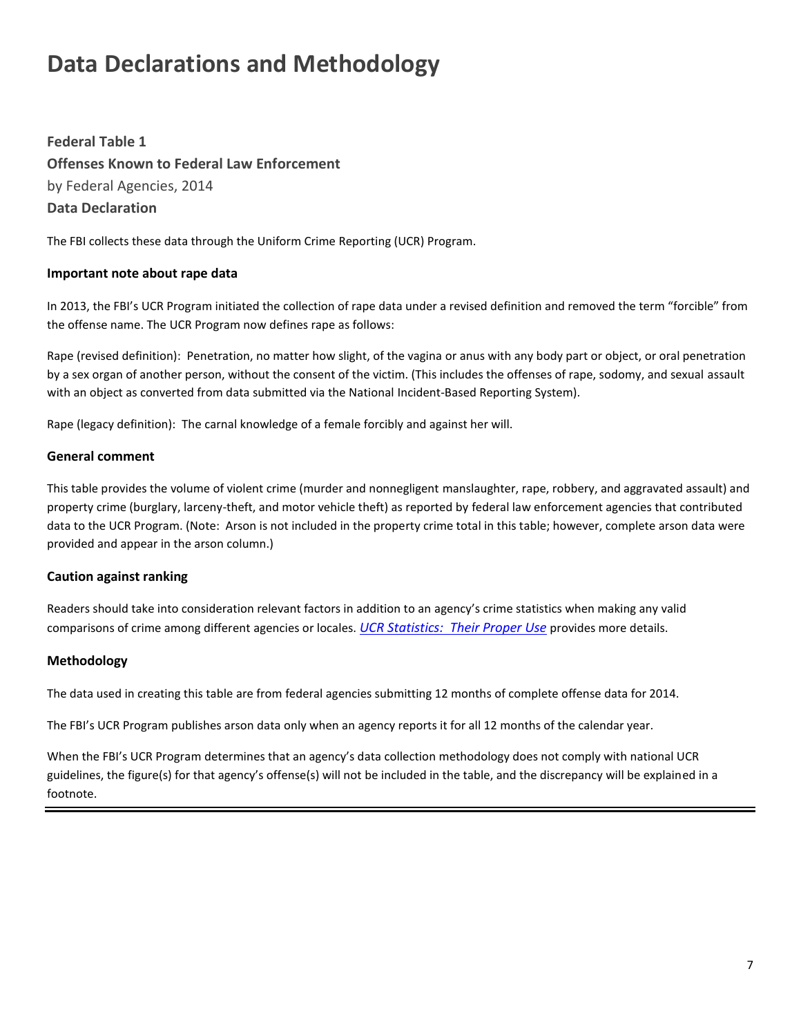# Data Declarations and Methodology

**Federal Table 1**
**Offenses Known to Federal Law Enforcement**
by Federal Agencies, 2014
**Data Declaration**

The FBI collects these data through the Uniform Crime Reporting (UCR) Program.

### Important note about rape data

In 2013, the FBI's UCR Program initiated the collection of rape data under a revised definition and removed the term "forcible" from the offense name. The UCR Program now defines rape as follows:

Rape (revised definition): Penetration, no matter how slight, of the vagina or anus with any body part or object, or oral penetration by a sex organ of another person, without the consent of the victim. (This includes the offenses of rape, sodomy, and sexual assault with an object as converted from data submitted via the National Incident-Based Reporting System).

Rape (legacy definition): The carnal knowledge of a female forcibly and against her will.

### General comment

This table provides the volume of violent crime (murder and nonnegligent manslaughter, rape, robbery, and aggravated assault) and property crime (burglary, larceny-theft, and motor vehicle theft) as reported by federal law enforcement agencies that contributed data to the UCR Program. (Note: Arson is not included in the property crime total in this table; however, complete arson data were provided and appear in the arson column.)

### Caution against ranking

Readers should take into consideration relevant factors in addition to an agency's crime statistics when making any valid comparisons of crime among different agencies or locales. *UCR Statistics: Their Proper Use* provides more details.

### Methodology

The data used in creating this table are from federal agencies submitting 12 months of complete offense data for 2014.

The FBI's UCR Program publishes arson data only when an agency reports it for all 12 months of the calendar year.

When the FBI's UCR Program determines that an agency's data collection methodology does not comply with national UCR guidelines, the figure(s) for that agency's offense(s) will not be included in the table, and the discrepancy will be explained in a footnote.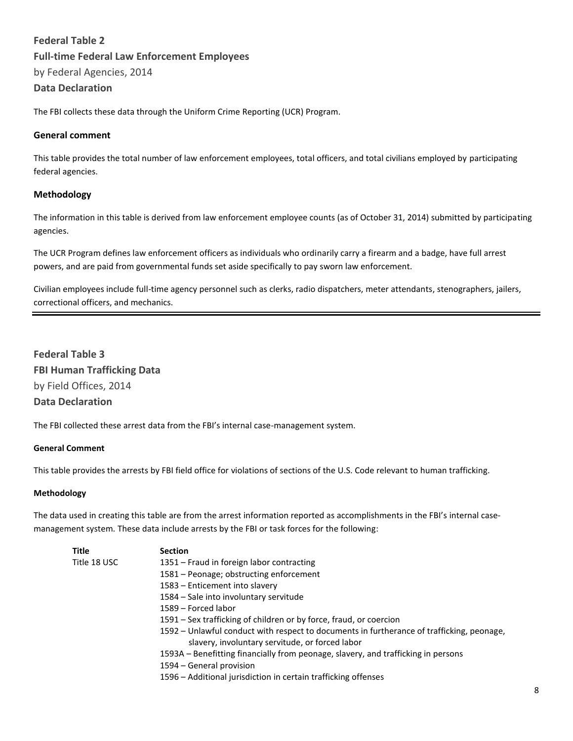## Federal Table 2

**Full-time Federal Law Enforcement Employees**

by Federal Agencies, 2014

### Data Declaration

The FBI collects these data through the Uniform Crime Reporting (UCR) Program.

#### General comment

This table provides the total number of law enforcement employees, total officers, and total civilians employed by participating federal agencies.

#### Methodology

The information in this table is derived from law enforcement employee counts (as of October 31, 2014) submitted by participating agencies.

The UCR Program defines law enforcement officers as individuals who ordinarily carry a firearm and a badge, have full arrest powers, and are paid from governmental funds set aside specifically to pay sworn law enforcement.

Civilian employees include full-time agency personnel such as clerks, radio dispatchers, meter attendants, stenographers, jailers, correctional officers, and mechanics.

---

## Federal Table 3

**FBI Human Trafficking Data**

by Field Offices, 2014

### Data Declaration

The FBI collected these arrest data from the FBI's internal case-management system.

#### General Comment

This table provides the arrests by FBI field office for violations of sections of the U.S. Code relevant to human trafficking.

#### Methodology

The data used in creating this table are from the arrest information reported as accomplishments in the FBI's internal case-management system. These data include arrests by the FBI or task forces for the following:

| Title | Section |
|---|---|
| Title 18 USC | 1351 – Fraud in foreign labor contracting |
| | 1581 – Peonage; obstructing enforcement |
| | 1583 – Enticement into slavery |
| | 1584 – Sale into involuntary servitude |
| | 1589 – Forced labor |
| | 1591 – Sex trafficking of children or by force, fraud, or coercion |
| | 1592 – Unlawful conduct with respect to documents in furtherance of trafficking, peonage, slavery, involuntary servitude, or forced labor |
| | 1593A – Benefitting financially from peonage, slavery, and trafficking in persons |
| | 1594 – General provision |
| | 1596 – Additional jurisdiction in certain trafficking offenses |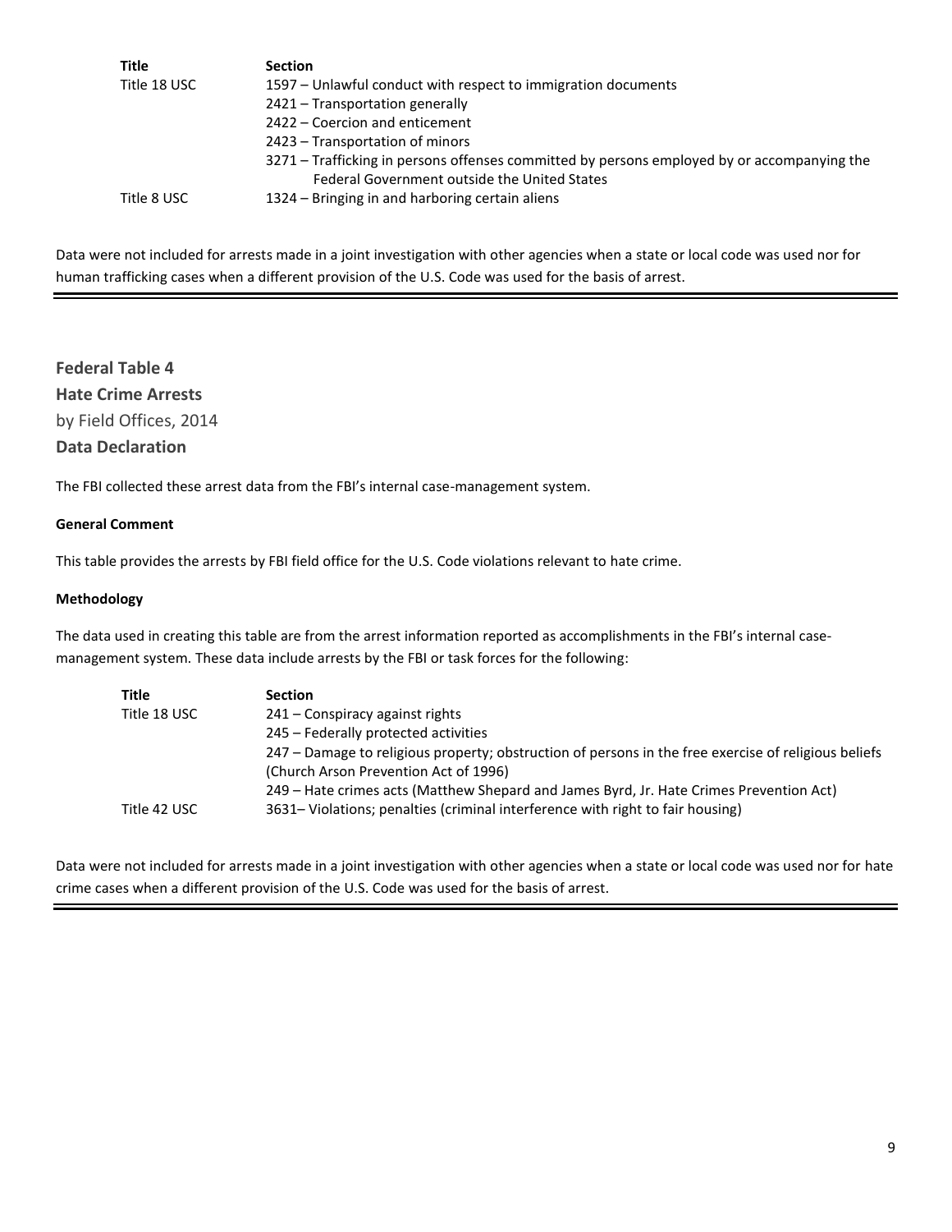| Title | Section |
|---|---|
| Title 18 USC | 1597 – Unlawful conduct with respect to immigration documents |
| | 2421 – Transportation generally |
| | 2422 – Coercion and enticement |
| | 2423 – Transportation of minors |
| | 3271 – Trafficking in persons offenses committed by persons employed by or accompanying the Federal Government outside the United States |
| Title 8 USC | 1324 – Bringing in and harboring certain aliens |

Data were not included for arrests made in a joint investigation with other agencies when a state or local code was used nor for human trafficking cases when a different provision of the U.S. Code was used for the basis of arrest.

---

## Federal Table 4
## Hate Crime Arrests
by Field Offices, 2014
## Data Declaration

The FBI collected these arrest data from the FBI's internal case-management system.

**General Comment**

This table provides the arrests by FBI field office for the U.S. Code violations relevant to hate crime.

**Methodology**

The data used in creating this table are from the arrest information reported as accomplishments in the FBI's internal case-management system. These data include arrests by the FBI or task forces for the following:

| Title | Section |
|---|---|
| Title 18 USC | 241 – Conspiracy against rights |
| | 245 – Federally protected activities |
| | 247 – Damage to religious property; obstruction of persons in the free exercise of religious beliefs (Church Arson Prevention Act of 1996) |
| | 249 – Hate crimes acts (Matthew Shepard and James Byrd, Jr. Hate Crimes Prevention Act) |
| Title 42 USC | 3631– Violations; penalties (criminal interference with right to fair housing) |

Data were not included for arrests made in a joint investigation with other agencies when a state or local code was used nor for hate crime cases when a different provision of the U.S. Code was used for the basis of arrest.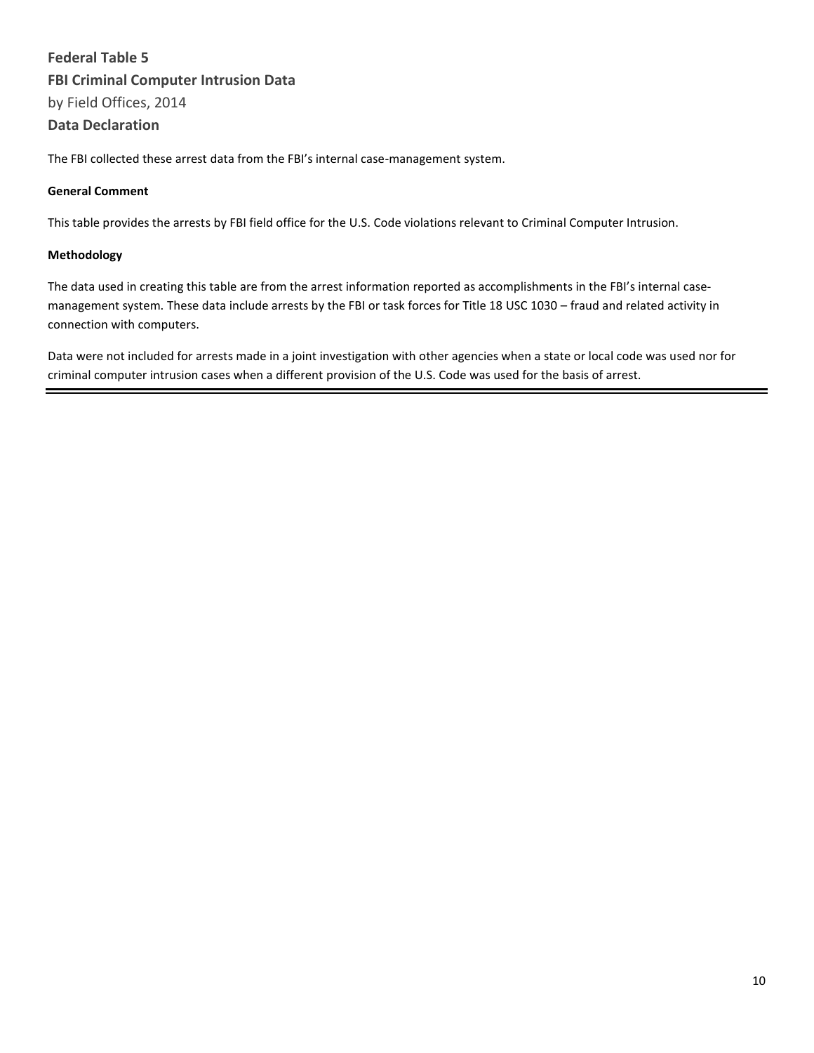## Federal Table 5

## FBI Criminal Computer Intrusion Data

by Field Offices, 2014

## Data Declaration

The FBI collected these arrest data from the FBI's internal case-management system.

**General Comment**

This table provides the arrests by FBI field office for the U.S. Code violations relevant to Criminal Computer Intrusion.

**Methodology**

The data used in creating this table are from the arrest information reported as accomplishments in the FBI's internal case-management system. These data include arrests by the FBI or task forces for Title 18 USC 1030 – fraud and related activity in connection with computers.

Data were not included for arrests made in a joint investigation with other agencies when a state or local code was used nor for criminal computer intrusion cases when a different provision of the U.S. Code was used for the basis of arrest.